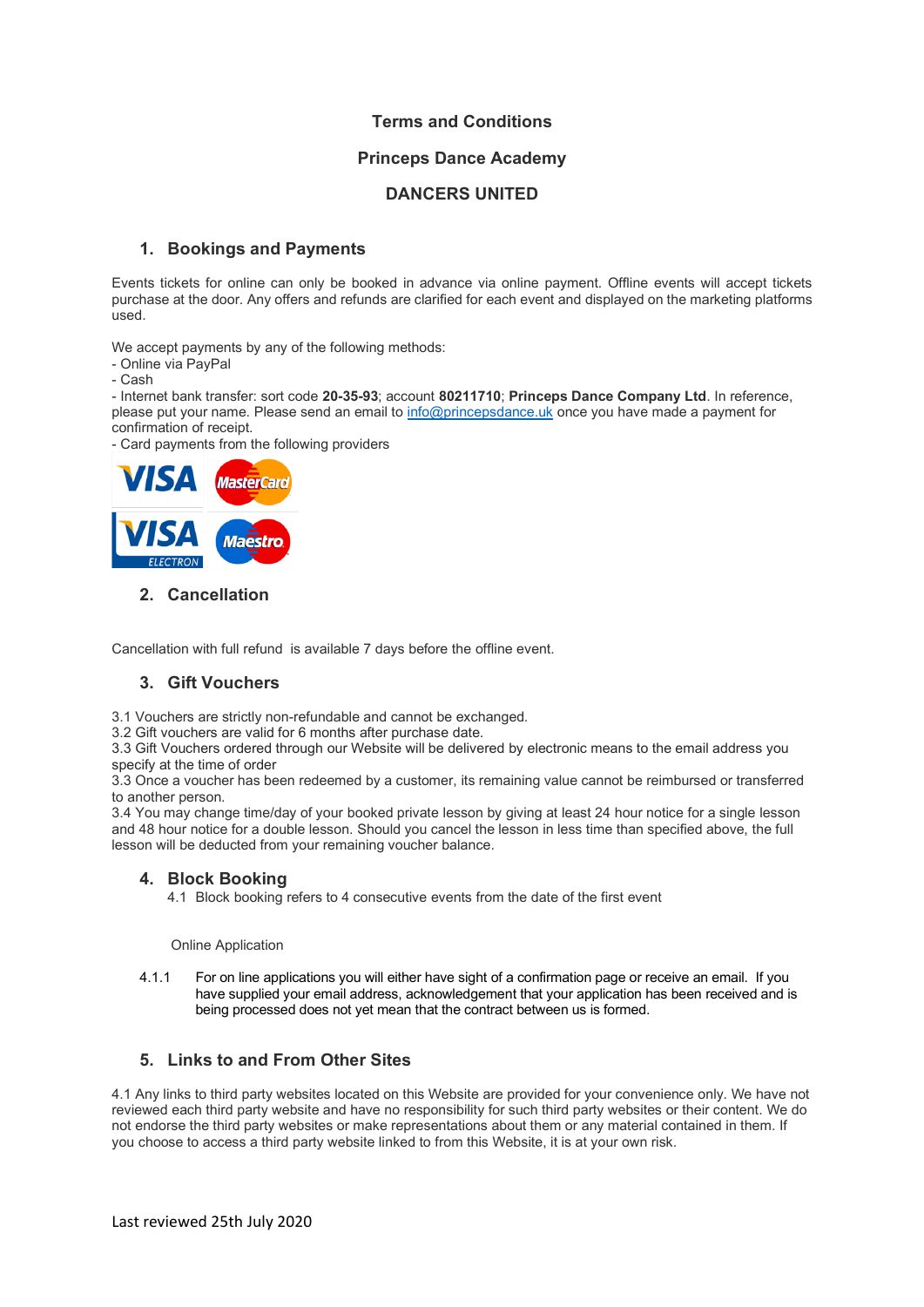# Terms and Conditions

## Princeps Dance Academy

## DANCERS UNITED

### 1. Bookings and Payments

Events tickets for online can only be booked in advance via online payment. Offline events will accept tickets purchase at the door. Any offers and refunds are clarified for each event and displayed on the marketing platforms used.

We accept payments by any of the following methods:
- Online via PayPal
- Cash
- Internet bank transfer: sort code **20-35-93**; account **80211710**; **Princeps Dance Company Ltd**. In reference, please put your name. Please send an email to info@princepsdance.uk once you have made a payment for confirmation of receipt.
- Card payments from the following providers

### 2. Cancellation

Cancellation with full refund is available 7 days before the offline event.

### 3. Gift Vouchers

3.1 Vouchers are strictly non-refundable and cannot be exchanged.
3.2 Gift vouchers are valid for 6 months after purchase date.
3.3 Gift Vouchers ordered through our Website will be delivered by electronic means to the email address you specify at the time of order
3.3 Once a voucher has been redeemed by a customer, its remaining value cannot be reimbursed or transferred to another person.
3.4 You may change time/day of your booked private lesson by giving at least 24 hour notice for a single lesson and 48 hour notice for a double lesson. Should you cancel the lesson in less time than specified above, the full lesson will be deducted from your remaining voucher balance.

### 4. Block Booking

4.1 Block booking refers to 4 consecutive events from the date of the first event

Online Application

4.1.1 For on line applications you will either have sight of a confirmation page or receive an email. If you have supplied your email address, acknowledgement that your application has been received and is being processed does not yet mean that the contract between us is formed.

### 5. Links to and From Other Sites

4.1 Any links to third party websites located on this Website are provided for your convenience only. We have not reviewed each third party website and have no responsibility for such third party websites or their content. We do not endorse the third party websites or make representations about them or any material contained in them. If you choose to access a third party website linked to from this Website, it is at your own risk.

Last reviewed 25th July 2020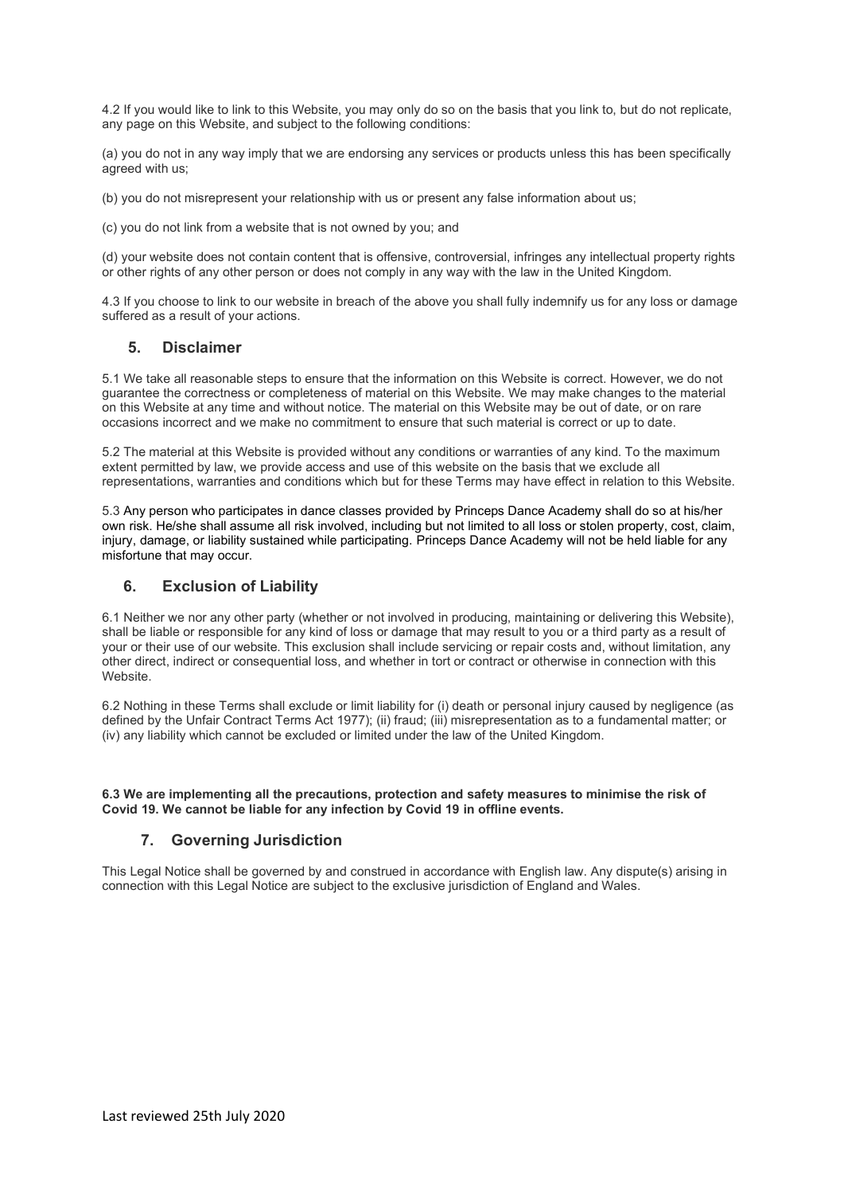4.2 If you would like to link to this Website, you may only do so on the basis that you link to, but do not replicate, any page on this Website, and subject to the following conditions:

(a) you do not in any way imply that we are endorsing any services or products unless this has been specifically agreed with us;

(b) you do not misrepresent your relationship with us or present any false information about us;

(c) you do not link from a website that is not owned by you; and

(d) your website does not contain content that is offensive, controversial, infringes any intellectual property rights or other rights of any other person or does not comply in any way with the law in the United Kingdom.

4.3 If you choose to link to our website in breach of the above you shall fully indemnify us for any loss or damage suffered as a result of your actions.

## 5. Disclaimer

5.1 We take all reasonable steps to ensure that the information on this Website is correct. However, we do not guarantee the correctness or completeness of material on this Website. We may make changes to the material on this Website at any time and without notice. The material on this Website may be out of date, or on rare occasions incorrect and we make no commitment to ensure that such material is correct or up to date.

5.2 The material at this Website is provided without any conditions or warranties of any kind. To the maximum extent permitted by law, we provide access and use of this website on the basis that we exclude all representations, warranties and conditions which but for these Terms may have effect in relation to this Website.

5.3 Any person who participates in dance classes provided by Princeps Dance Academy shall do so at his/her own risk. He/she shall assume all risk involved, including but not limited to all loss or stolen property, cost, claim, injury, damage, or liability sustained while participating. Princeps Dance Academy will not be held liable for any misfortune that may occur.

## 6. Exclusion of Liability

6.1 Neither we nor any other party (whether or not involved in producing, maintaining or delivering this Website), shall be liable or responsible for any kind of loss or damage that may result to you or a third party as a result of your or their use of our website. This exclusion shall include servicing or repair costs and, without limitation, any other direct, indirect or consequential loss, and whether in tort or contract or otherwise in connection with this Website.

6.2 Nothing in these Terms shall exclude or limit liability for (i) death or personal injury caused by negligence (as defined by the Unfair Contract Terms Act 1977); (ii) fraud; (iii) misrepresentation as to a fundamental matter; or (iv) any liability which cannot be excluded or limited under the law of the United Kingdom.

**6.3 We are implementing all the precautions, protection and safety measures to minimise the risk of Covid 19. We cannot be liable for any infection by Covid 19 in offline events.**

## 7. Governing Jurisdiction

This Legal Notice shall be governed by and construed in accordance with English law. Any dispute(s) arising in connection with this Legal Notice are subject to the exclusive jurisdiction of England and Wales.

Last reviewed 25th July 2020